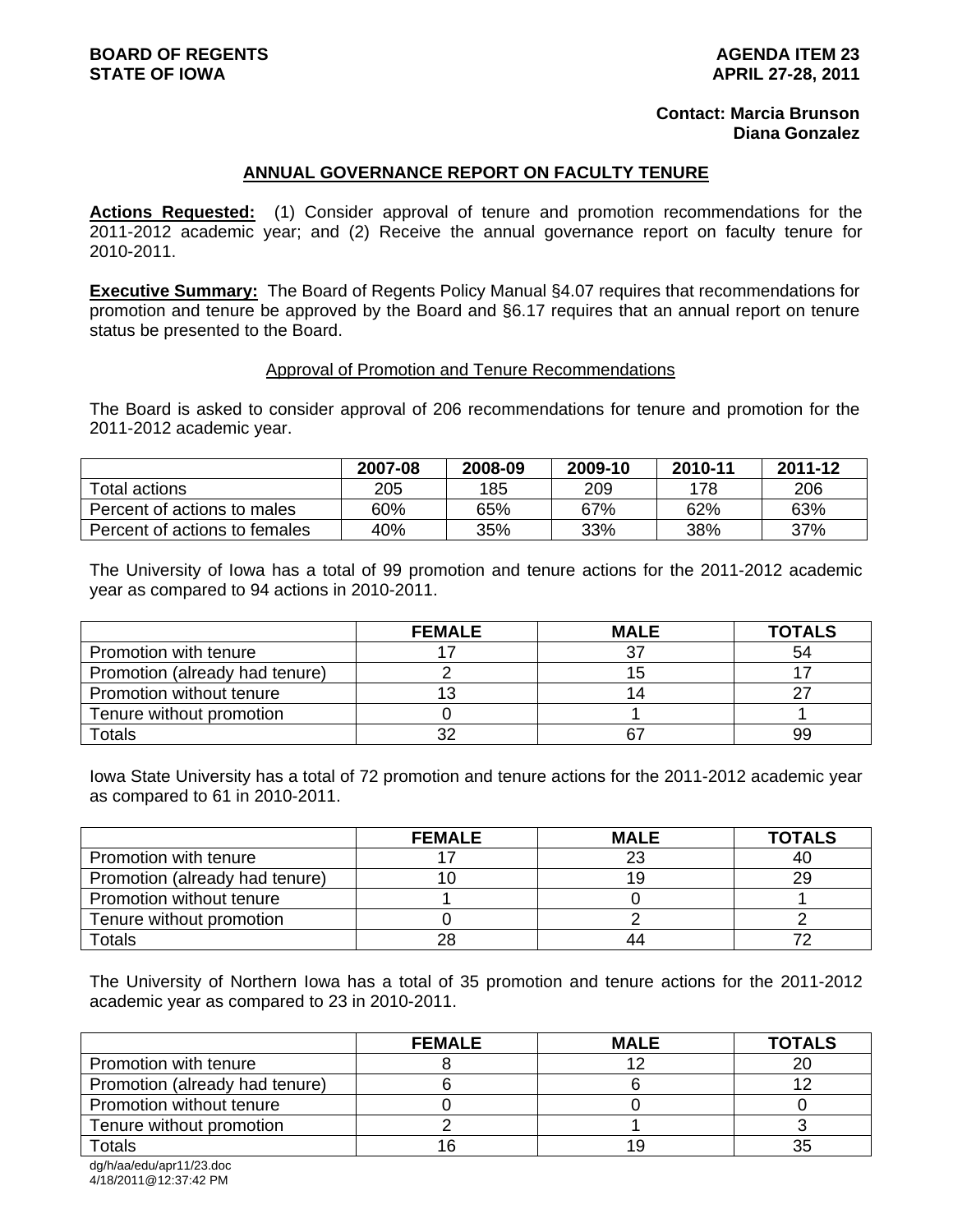**BOARD OF REGENTS**
**STATE OF IOWA**

**AGENDA ITEM 23**
**APRIL 27-28, 2011**

**Contact: Marcia Brunson**
**Diana Gonzalez**

## ANNUAL GOVERNANCE REPORT ON FACULTY TENURE

**Actions Requested:** (1) Consider approval of tenure and promotion recommendations for the 2011-2012 academic year; and (2) Receive the annual governance report on faculty tenure for 2010-2011.

**Executive Summary:** The Board of Regents Policy Manual §4.07 requires that recommendations for promotion and tenure be approved by the Board and §6.17 requires that an annual report on tenure status be presented to the Board.

### Approval of Promotion and Tenure Recommendations

The Board is asked to consider approval of 206 recommendations for tenure and promotion for the 2011-2012 academic year.

| | 2007-08 | 2008-09 | 2009-10 | 2010-11 | 2011-12 |
|---|---|---|---|---|---|
| Total actions | 205 | 185 | 209 | 178 | 206 |
| Percent of actions to males | 60% | 65% | 67% | 62% | 63% |
| Percent of actions to females | 40% | 35% | 33% | 38% | 37% |

The University of Iowa has a total of 99 promotion and tenure actions for the 2011-2012 academic year as compared to 94 actions in 2010-2011.

| | FEMALE | MALE | TOTALS |
|---|---|---|---|
| Promotion with tenure | 17 | 37 | 54 |
| Promotion (already had tenure) | 2 | 15 | 17 |
| Promotion without tenure | 13 | 14 | 27 |
| Tenure without promotion | 0 | 1 | 1 |
| Totals | 32 | 67 | 99 |

Iowa State University has a total of 72 promotion and tenure actions for the 2011-2012 academic year as compared to 61 in 2010-2011.

| | FEMALE | MALE | TOTALS |
|---|---|---|---|
| Promotion with tenure | 17 | 23 | 40 |
| Promotion (already had tenure) | 10 | 19 | 29 |
| Promotion without tenure | 1 | 0 | 1 |
| Tenure without promotion | 0 | 2 | 2 |
| Totals | 28 | 44 | 72 |

The University of Northern Iowa has a total of 35 promotion and tenure actions for the 2011-2012 academic year as compared to 23 in 2010-2011.

| | FEMALE | MALE | TOTALS |
|---|---|---|---|
| Promotion with tenure | 8 | 12 | 20 |
| Promotion (already had tenure) | 6 | 6 | 12 |
| Promotion without tenure | 0 | 0 | 0 |
| Tenure without promotion | 2 | 1 | 3 |
| Totals | 16 | 19 | 35 |

dg/h/aa/edu/apr11/23.doc
4/18/2011@12:37:42 PM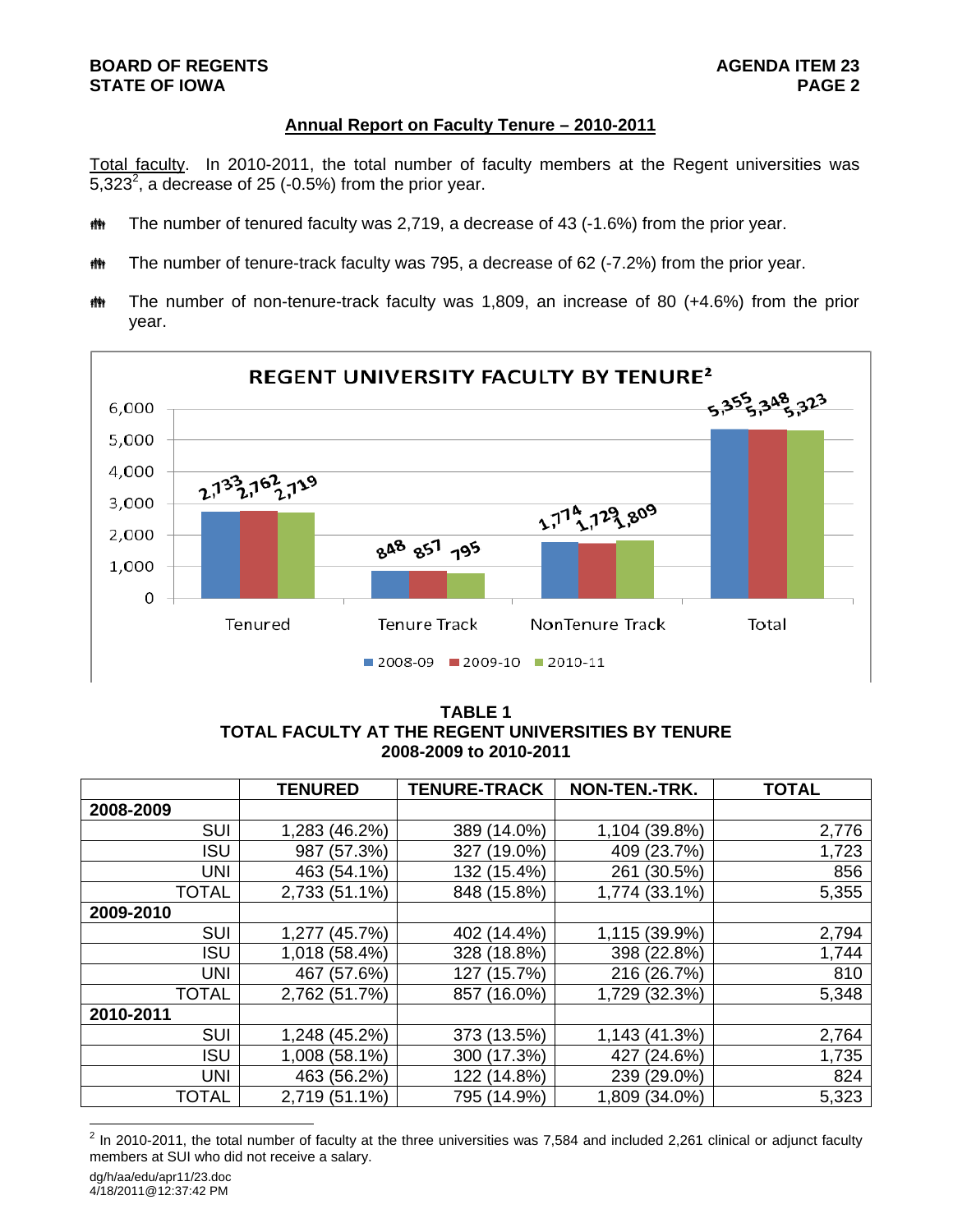## Annual Report on Faculty Tenure – 2010-2011

Total faculty. In 2010-2011, the total number of faculty members at the Regent universities was 5,323[2], a decrease of 25 (-0.5%) from the prior year.

- The number of tenured faculty was 2,719, a decrease of 43 (-1.6%) from the prior year.
- The number of tenure-track faculty was 795, a decrease of 62 (-7.2%) from the prior year.
- The number of non-tenure-track faculty was 1,809, an increase of 80 (+4.6%) from the prior year.

**REGENT UNIVERSITY FACULTY BY TENURE[2]**

| | 2008-09 | 2009-10 | 2010-11 |
|---|---|---|---|
| Tenured | 2,733 | 2,762 | 2,719 |
| Tenure Track | 848 | 857 | 795 |
| NonTenure Track | 1,774 | 1,729 | 1,809 |
| Total | 5,355 | 5,348 | 5,323 |

**TABLE 1**
**TOTAL FACULTY AT THE REGENT UNIVERSITIES BY TENURE**
**2008-2009 to 2010-2011**

| | TENURED | TENURE-TRACK | NON-TEN.-TRK. | TOTAL |
|---|---|---|---|---|
| **2008-2009** | | | | |
| SUI | 1,283 (46.2%) | 389 (14.0%) | 1,104 (39.8%) | 2,776 |
| ISU | 987 (57.3%) | 327 (19.0%) | 409 (23.7%) | 1,723 |
| UNI | 463 (54.1%) | 132 (15.4%) | 261 (30.5%) | 856 |
| TOTAL | 2,733 (51.1%) | 848 (15.8%) | 1,774 (33.1%) | 5,355 |
| **2009-2010** | | | | |
| SUI | 1,277 (45.7%) | 402 (14.4%) | 1,115 (39.9%) | 2,794 |
| ISU | 1,018 (58.4%) | 328 (18.8%) | 398 (22.8%) | 1,744 |
| UNI | 467 (57.6%) | 127 (15.7%) | 216 (26.7%) | 810 |
| TOTAL | 2,762 (51.7%) | 857 (16.0%) | 1,729 (32.3%) | 5,348 |
| **2010-2011** | | | | |
| SUI | 1,248 (45.2%) | 373 (13.5%) | 1,143 (41.3%) | 2,764 |
| ISU | 1,008 (58.1%) | 300 (17.3%) | 427 (24.6%) | 1,735 |
| UNI | 463 (56.2%) | 122 (14.8%) | 239 (29.0%) | 824 |
| TOTAL | 2,719 (51.1%) | 795 (14.9%) | 1,809 (34.0%) | 5,323 |

[2] In 2010-2011, the total number of faculty at the three universities was 7,584 and included 2,261 clinical or adjunct faculty members at SUI who did not receive a salary.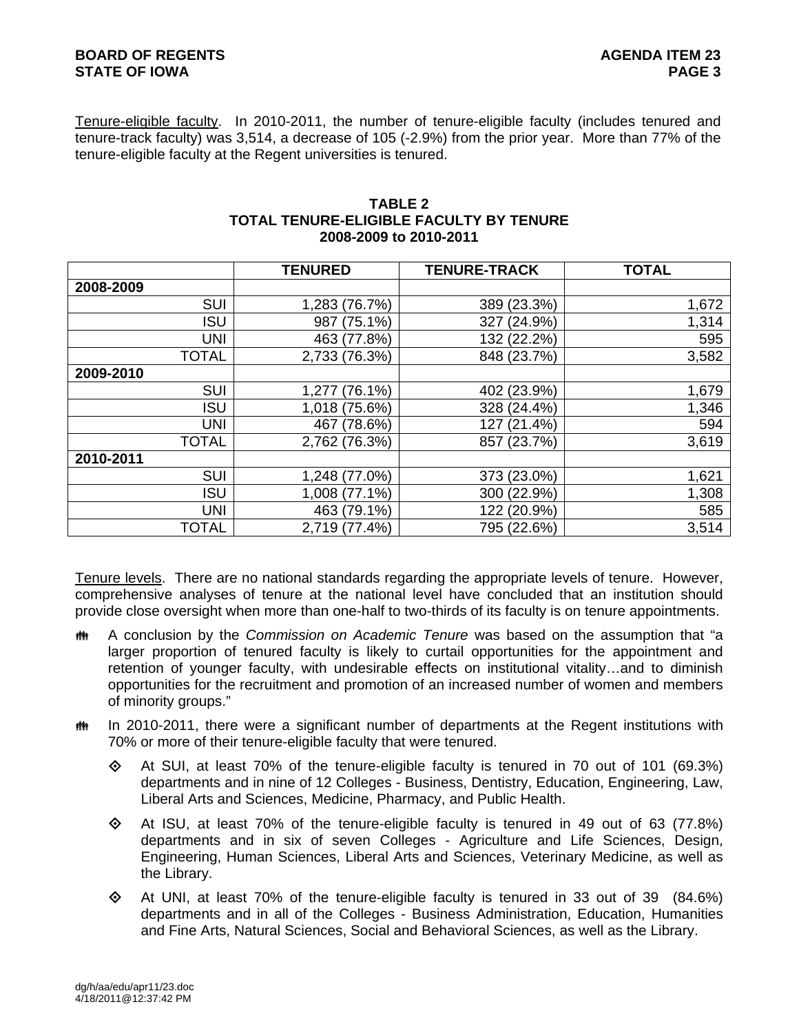Tenure-eligible faculty. In 2010-2011, the number of tenure-eligible faculty (includes tenured and tenure-track faculty) was 3,514, a decrease of 105 (-2.9%) from the prior year. More than 77% of the tenure-eligible faculty at the Regent universities is tenured.

**TABLE 2**
**TOTAL TENURE-ELIGIBLE FACULTY BY TENURE**
**2008-2009 to 2010-2011**

| | TENURED | TENURE-TRACK | TOTAL |
|---|---|---|---|
| **2008-2009** | | | |
| SUI | 1,283 (76.7%) | 389 (23.3%) | 1,672 |
| ISU | 987 (75.1%) | 327 (24.9%) | 1,314 |
| UNI | 463 (77.8%) | 132 (22.2%) | 595 |
| TOTAL | 2,733 (76.3%) | 848 (23.7%) | 3,582 |
| **2009-2010** | | | |
| SUI | 1,277 (76.1%) | 402 (23.9%) | 1,679 |
| ISU | 1,018 (75.6%) | 328 (24.4%) | 1,346 |
| UNI | 467 (78.6%) | 127 (21.4%) | 594 |
| TOTAL | 2,762 (76.3%) | 857 (23.7%) | 3,619 |
| **2010-2011** | | | |
| SUI | 1,248 (77.0%) | 373 (23.0%) | 1,621 |
| ISU | 1,008 (77.1%) | 300 (22.9%) | 1,308 |
| UNI | 463 (79.1%) | 122 (20.9%) | 585 |
| TOTAL | 2,719 (77.4%) | 795 (22.6%) | 3,514 |

Tenure levels. There are no national standards regarding the appropriate levels of tenure. However, comprehensive analyses of tenure at the national level have concluded that an institution should provide close oversight when more than one-half to two-thirds of its faculty is on tenure appointments.

- A conclusion by the *Commission on Academic Tenure* was based on the assumption that "a larger proportion of tenured faculty is likely to curtail opportunities for the appointment and retention of younger faculty, with undesirable effects on institutional vitality…and to diminish opportunities for the recruitment and promotion of an increased number of women and members of minority groups."
- In 2010-2011, there were a significant number of departments at the Regent institutions with 70% or more of their tenure-eligible faculty that were tenured.
  - At SUI, at least 70% of the tenure-eligible faculty is tenured in 70 out of 101 (69.3%) departments and in nine of 12 Colleges - Business, Dentistry, Education, Engineering, Law, Liberal Arts and Sciences, Medicine, Pharmacy, and Public Health.
  - At ISU, at least 70% of the tenure-eligible faculty is tenured in 49 out of 63 (77.8%) departments and in six of seven Colleges - Agriculture and Life Sciences, Design, Engineering, Human Sciences, Liberal Arts and Sciences, Veterinary Medicine, as well as the Library.
  - At UNI, at least 70% of the tenure-eligible faculty is tenured in 33 out of 39 (84.6%) departments and in all of the Colleges - Business Administration, Education, Humanities and Fine Arts, Natural Sciences, Social and Behavioral Sciences, as well as the Library.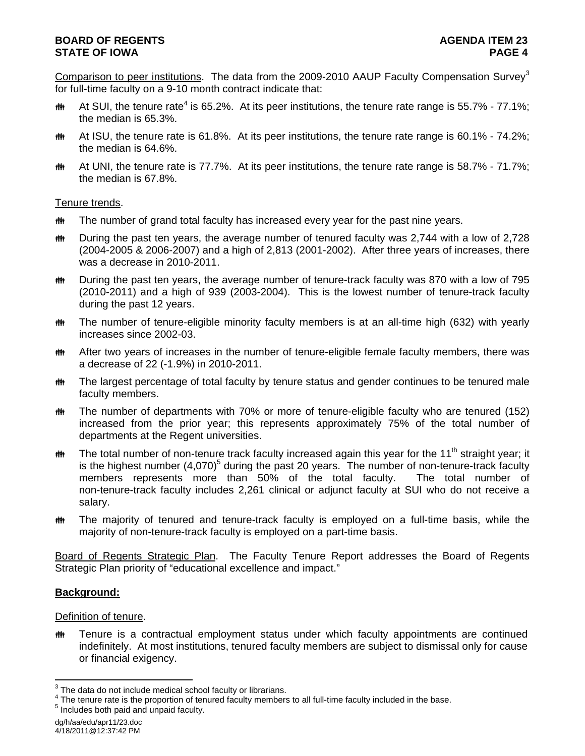Comparison to peer institutions. The data from the 2009-2010 AAUP Faculty Compensation Survey[3] for full-time faculty on a 9-10 month contract indicate that:

- At SUI, the tenure rate[4] is 65.2%. At its peer institutions, the tenure rate range is 55.7% - 77.1%; the median is 65.3%.
- At ISU, the tenure rate is 61.8%. At its peer institutions, the tenure rate range is 60.1% - 74.2%; the median is 64.6%.
- At UNI, the tenure rate is 77.7%. At its peer institutions, the tenure rate range is 58.7% - 71.7%; the median is 67.8%.

Tenure trends.

- The number of grand total faculty has increased every year for the past nine years.
- During the past ten years, the average number of tenured faculty was 2,744 with a low of 2,728 (2004-2005 & 2006-2007) and a high of 2,813 (2001-2002). After three years of increases, there was a decrease in 2010-2011.
- During the past ten years, the average number of tenure-track faculty was 870 with a low of 795 (2010-2011) and a high of 939 (2003-2004). This is the lowest number of tenure-track faculty during the past 12 years.
- The number of tenure-eligible minority faculty members is at an all-time high (632) with yearly increases since 2002-03.
- After two years of increases in the number of tenure-eligible female faculty members, there was a decrease of 22 (-1.9%) in 2010-2011.
- The largest percentage of total faculty by tenure status and gender continues to be tenured male faculty members.
- The number of departments with 70% or more of tenure-eligible faculty who are tenured (152) increased from the prior year; this represents approximately 75% of the total number of departments at the Regent universities.
- The total number of non-tenure track faculty increased again this year for the 11th straight year; it is the highest number (4,070)[5] during the past 20 years. The number of non-tenure-track faculty members represents more than 50% of the total faculty. The total number of non-tenure-track faculty includes 2,261 clinical or adjunct faculty at SUI who do not receive a salary.
- The majority of tenured and tenure-track faculty is employed on a full-time basis, while the majority of non-tenure-track faculty is employed on a part-time basis.

Board of Regents Strategic Plan. The Faculty Tenure Report addresses the Board of Regents Strategic Plan priority of "educational excellence and impact."

**Background:**

Definition of tenure.

- Tenure is a contractual employment status under which faculty appointments are continued indefinitely. At most institutions, tenured faculty members are subject to dismissal only for cause or financial exigency.

[3] The data do not include medical school faculty or librarians.
[4] The tenure rate is the proportion of tenured faculty members to all full-time faculty included in the base.
[5] Includes both paid and unpaid faculty.

dg/h/aa/edu/apr11/23.doc
4/18/2011@12:37:42 PM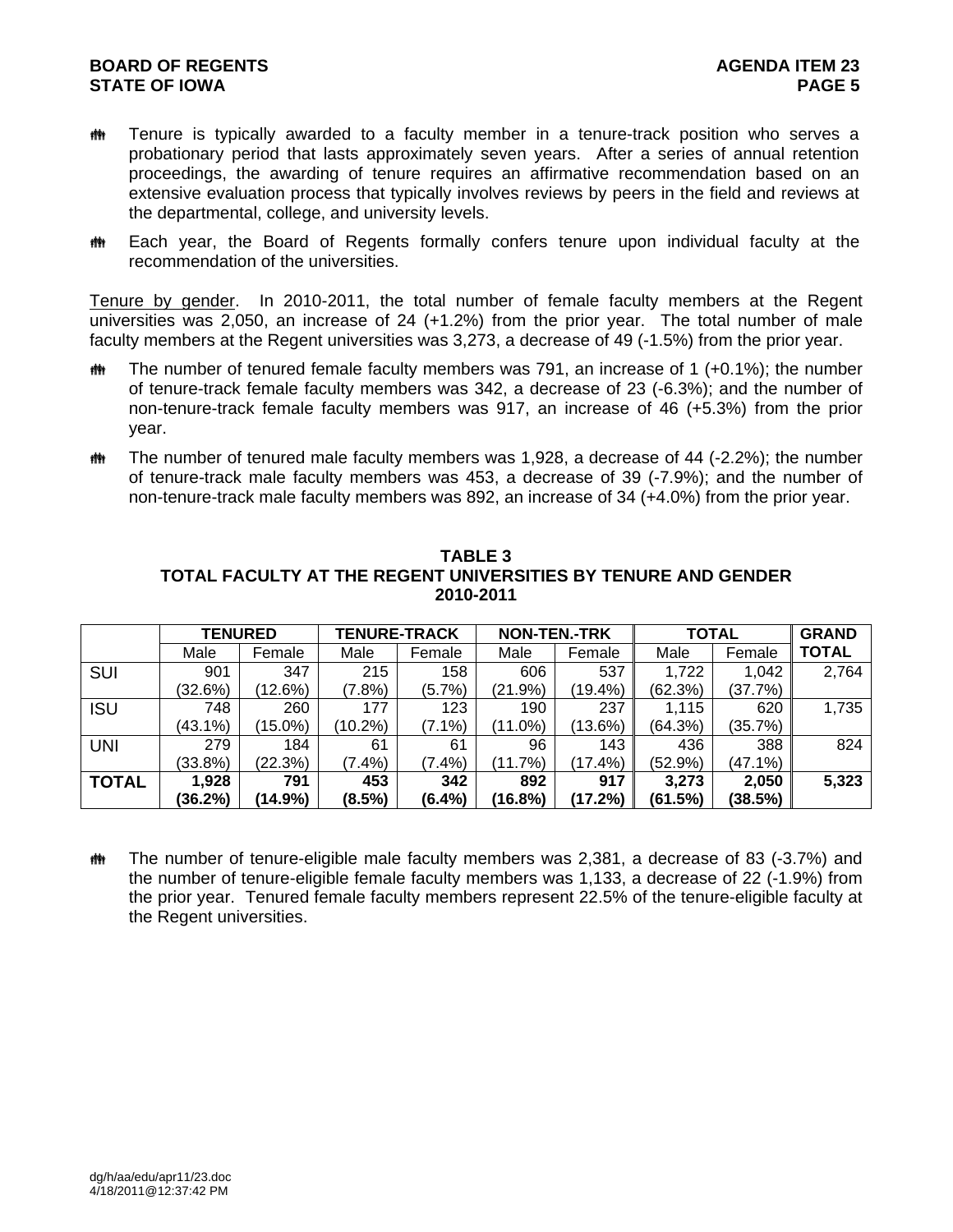- Tenure is typically awarded to a faculty member in a tenure-track position who serves a probationary period that lasts approximately seven years. After a series of annual retention proceedings, the awarding of tenure requires an affirmative recommendation based on an extensive evaluation process that typically involves reviews by peers in the field and reviews at the departmental, college, and university levels.

- Each year, the Board of Regents formally confers tenure upon individual faculty at the recommendation of the universities.

Tenure by gender. In 2010-2011, the total number of female faculty members at the Regent universities was 2,050, an increase of 24 (+1.2%) from the prior year. The total number of male faculty members at the Regent universities was 3,273, a decrease of 49 (-1.5%) from the prior year.

- The number of tenured female faculty members was 791, an increase of 1 (+0.1%); the number of tenure-track female faculty members was 342, a decrease of 23 (-6.3%); and the number of non-tenure-track female faculty members was 917, an increase of 46 (+5.3%) from the prior year.

- The number of tenured male faculty members was 1,928, a decrease of 44 (-2.2%); the number of tenure-track male faculty members was 453, a decrease of 39 (-7.9%); and the number of non-tenure-track male faculty members was 892, an increase of 34 (+4.0%) from the prior year.

**TABLE 3**
**TOTAL FACULTY AT THE REGENT UNIVERSITIES BY TENURE AND GENDER**
**2010-2011**

| | **TENURED** | | **TENURE-TRACK** | | **NON-TEN.-TRK** | | **TOTAL** | | **GRAND TOTAL** |
|---|---|---|---|---|---|---|---|---|---|
| | Male | Female | Male | Female | Male | Female | Male | Female | |
| SUI | 901 (32.6%) | 347 (12.6%) | 215 (7.8%) | 158 (5.7%) | 606 (21.9%) | 537 (19.4%) | 1,722 (62.3%) | 1,042 (37.7%) | 2,764 |
| ISU | 748 (43.1%) | 260 (15.0%) | 177 (10.2%) | 123 (7.1%) | 190 (11.0%) | 237 (13.6%) | 1,115 (64.3%) | 620 (35.7%) | 1,735 |
| UNI | 279 (33.8%) | 184 (22.3%) | 61 (7.4%) | 61 (7.4%) | 96 (11.7%) | 143 (17.4%) | 436 (52.9%) | 388 (47.1%) | 824 |
| **TOTAL** | **1,928 (36.2%)** | **791 (14.9%)** | **453 (8.5%)** | **342 (6.4%)** | **892 (16.8%)** | **917 (17.2%)** | **3,273 (61.5%)** | **2,050 (38.5%)** | **5,323** |

- The number of tenure-eligible male faculty members was 2,381, a decrease of 83 (-3.7%) and the number of tenure-eligible female faculty members was 1,133, a decrease of 22 (-1.9%) from the prior year. Tenured female faculty members represent 22.5% of the tenure-eligible faculty at the Regent universities.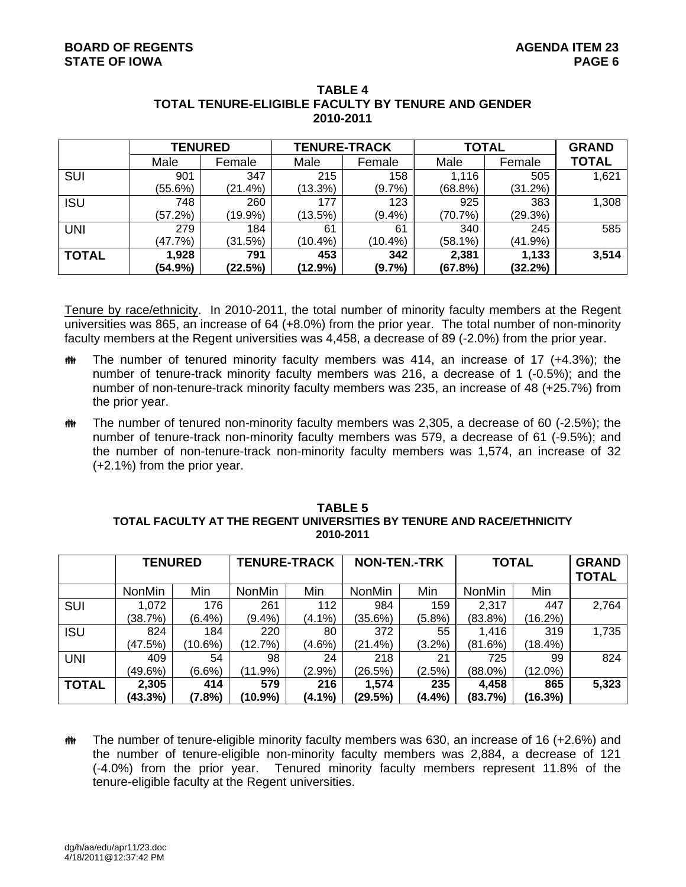**TABLE 4**
**TOTAL TENURE-ELIGIBLE FACULTY BY TENURE AND GENDER**
**2010-2011**

| | TENURED | | TENURE-TRACK | | TOTAL | | GRAND TOTAL |
|---|---|---|---|---|---|---|---|
| | Male | Female | Male | Female | Male | Female | |
| SUI | 901 (55.6%) | 347 (21.4%) | 215 (13.3%) | 158 (9.7%) | 1,116 (68.8%) | 505 (31.2%) | 1,621 |
| ISU | 748 (57.2%) | 260 (19.9%) | 177 (13.5%) | 123 (9.4%) | 925 (70.7%) | 383 (29.3%) | 1,308 |
| UNI | 279 (47.7%) | 184 (31.5%) | 61 (10.4%) | 61 (10.4%) | 340 (58.1%) | 245 (41.9%) | 585 |
| **TOTAL** | **1,928 (54.9%)** | **791 (22.5%)** | **453 (12.9%)** | **342 (9.7%)** | **2,381 (67.8%)** | **1,133 (32.2%)** | **3,514** |

Tenure by race/ethnicity. In 2010-2011, the total number of minority faculty members at the Regent universities was 865, an increase of 64 (+8.0%) from the prior year. The total number of non-minority faculty members at the Regent universities was 4,458, a decrease of 89 (-2.0%) from the prior year.

- The number of tenured minority faculty members was 414, an increase of 17 (+4.3%); the number of tenure-track minority faculty members was 216, a decrease of 1 (-0.5%); and the number of non-tenure-track minority faculty members was 235, an increase of 48 (+25.7%) from the prior year.
- The number of tenured non-minority faculty members was 2,305, a decrease of 60 (-2.5%); the number of tenure-track non-minority faculty members was 579, a decrease of 61 (-9.5%); and the number of non-tenure-track non-minority faculty members was 1,574, an increase of 32 (+2.1%) from the prior year.

**TABLE 5**
**TOTAL FACULTY AT THE REGENT UNIVERSITIES BY TENURE AND RACE/ETHNICITY**
**2010-2011**

| | TENURED | | TENURE-TRACK | | NON-TEN.-TRK | | TOTAL | | GRAND TOTAL |
|---|---|---|---|---|---|---|---|---|---|
| | NonMin | Min | NonMin | Min | NonMin | Min | NonMin | Min | |
| SUI | 1,072 (38.7%) | 176 (6.4%) | 261 (9.4%) | 112 (4.1%) | 984 (35.6%) | 159 (5.8%) | 2,317 (83.8%) | 447 (16.2%) | 2,764 |
| ISU | 824 (47.5%) | 184 (10.6%) | 220 (12.7%) | 80 (4.6%) | 372 (21.4%) | 55 (3.2%) | 1,416 (81.6%) | 319 (18.4%) | 1,735 |
| UNI | 409 (49.6%) | 54 (6.6%) | 98 (11.9%) | 24 (2.9%) | 218 (26.5%) | 21 (2.5%) | 725 (88.0%) | 99 (12.0%) | 824 |
| **TOTAL** | **2,305 (43.3%)** | **414 (7.8%)** | **579 (10.9%)** | **216 (4.1%)** | **1,574 (29.5%)** | **235 (4.4%)** | **4,458 (83.7%)** | **865 (16.3%)** | **5,323** |

- The number of tenure-eligible minority faculty members was 630, an increase of 16 (+2.6%) and the number of tenure-eligible non-minority faculty members was 2,884, a decrease of 121 (-4.0%) from the prior year. Tenured minority faculty members represent 11.8% of the tenure-eligible faculty at the Regent universities.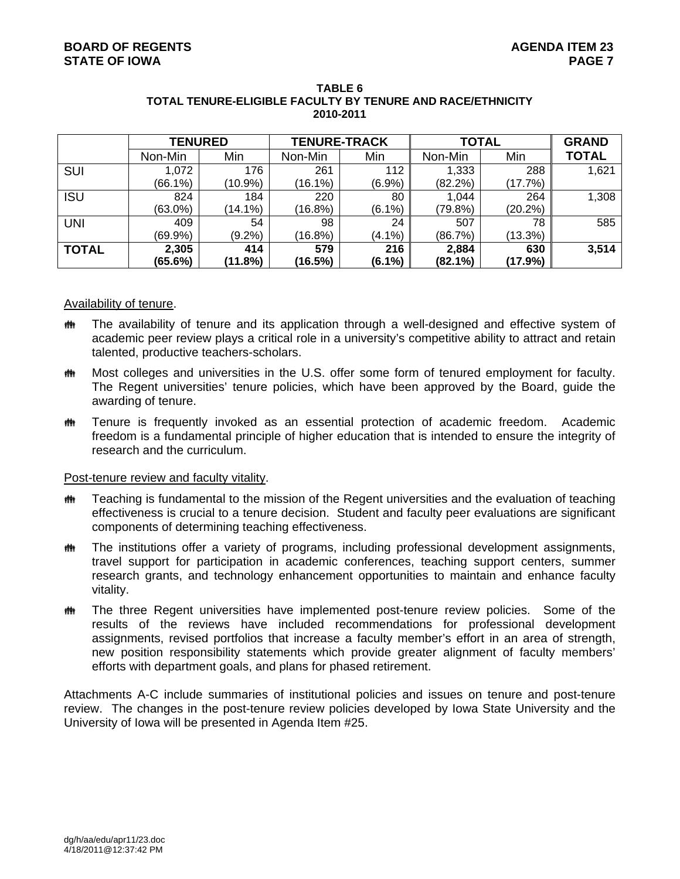**TABLE 6**
**TOTAL TENURE-ELIGIBLE FACULTY BY TENURE AND RACE/ETHNICITY**
**2010-2011**

| | **TENURED** | | **TENURE-TRACK** | | **TOTAL** | | **GRAND TOTAL** |
|---|---|---|---|---|---|---|---|
| | Non-Min | Min | Non-Min | Min | Non-Min | Min | |
| SUI | 1,072 (66.1%) | 176 (10.9%) | 261 (16.1%) | 112 (6.9%) | 1,333 (82.2%) | 288 (17.7%) | 1,621 |
| ISU | 824 (63.0%) | 184 (14.1%) | 220 (16.8%) | 80 (6.1%) | 1,044 (79.8%) | 264 (20.2%) | 1,308 |
| UNI | 409 (69.9%) | 54 (9.2%) | 98 (16.8%) | 24 (4.1%) | 507 (86.7%) | 78 (13.3%) | 585 |
| **TOTAL** | **2,305 (65.6%)** | **414 (11.8%)** | **579 (16.5%)** | **216 (6.1%)** | **2,884 (82.1%)** | **630 (17.9%)** | **3,514** |

Availability of tenure.

- The availability of tenure and its application through a well-designed and effective system of academic peer review plays a critical role in a university's competitive ability to attract and retain talented, productive teachers-scholars.
- Most colleges and universities in the U.S. offer some form of tenured employment for faculty. The Regent universities' tenure policies, which have been approved by the Board, guide the awarding of tenure.
- Tenure is frequently invoked as an essential protection of academic freedom. Academic freedom is a fundamental principle of higher education that is intended to ensure the integrity of research and the curriculum.

Post-tenure review and faculty vitality.

- Teaching is fundamental to the mission of the Regent universities and the evaluation of teaching effectiveness is crucial to a tenure decision. Student and faculty peer evaluations are significant components of determining teaching effectiveness.
- The institutions offer a variety of programs, including professional development assignments, travel support for participation in academic conferences, teaching support centers, summer research grants, and technology enhancement opportunities to maintain and enhance faculty vitality.
- The three Regent universities have implemented post-tenure review policies. Some of the results of the reviews have included recommendations for professional development assignments, revised portfolios that increase a faculty member's effort in an area of strength, new position responsibility statements which provide greater alignment of faculty members' efforts with department goals, and plans for phased retirement.

Attachments A-C include summaries of institutional policies and issues on tenure and post-tenure review. The changes in the post-tenure review policies developed by Iowa State University and the University of Iowa will be presented in Agenda Item #25.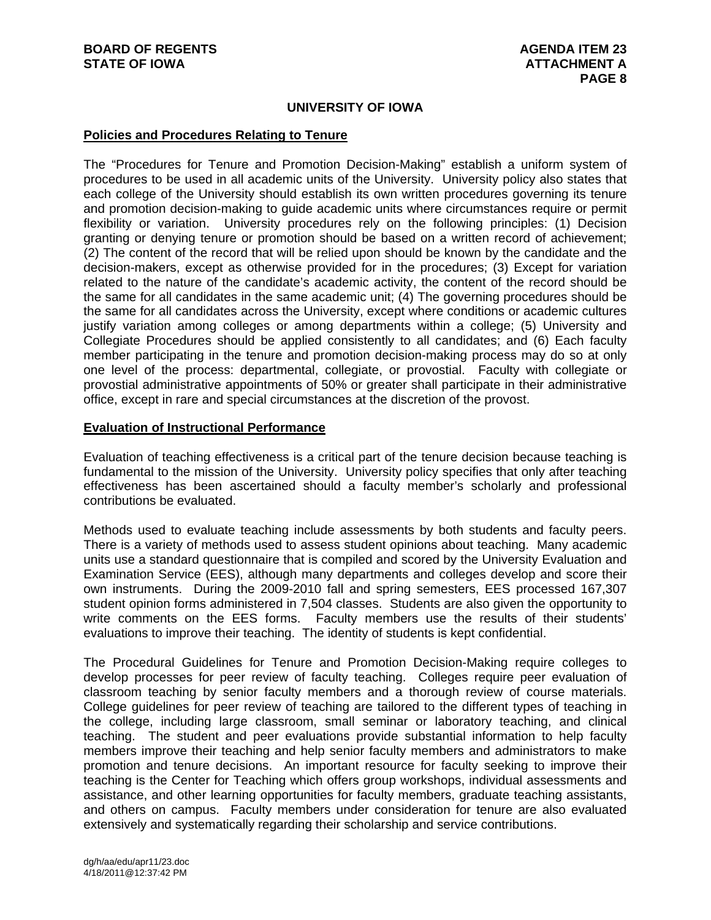## UNIVERSITY OF IOWA

### Policies and Procedures Relating to Tenure

The "Procedures for Tenure and Promotion Decision-Making" establish a uniform system of procedures to be used in all academic units of the University. University policy also states that each college of the University should establish its own written procedures governing its tenure and promotion decision-making to guide academic units where circumstances require or permit flexibility or variation. University procedures rely on the following principles: (1) Decision granting or denying tenure or promotion should be based on a written record of achievement; (2) The content of the record that will be relied upon should be known by the candidate and the decision-makers, except as otherwise provided for in the procedures; (3) Except for variation related to the nature of the candidate's academic activity, the content of the record should be the same for all candidates in the same academic unit; (4) The governing procedures should be the same for all candidates across the University, except where conditions or academic cultures justify variation among colleges or among departments within a college; (5) University and Collegiate Procedures should be applied consistently to all candidates; and (6) Each faculty member participating in the tenure and promotion decision-making process may do so at only one level of the process: departmental, collegiate, or provostial. Faculty with collegiate or provostial administrative appointments of 50% or greater shall participate in their administrative office, except in rare and special circumstances at the discretion of the provost.

### Evaluation of Instructional Performance

Evaluation of teaching effectiveness is a critical part of the tenure decision because teaching is fundamental to the mission of the University. University policy specifies that only after teaching effectiveness has been ascertained should a faculty member's scholarly and professional contributions be evaluated.

Methods used to evaluate teaching include assessments by both students and faculty peers. There is a variety of methods used to assess student opinions about teaching. Many academic units use a standard questionnaire that is compiled and scored by the University Evaluation and Examination Service (EES), although many departments and colleges develop and score their own instruments. During the 2009-2010 fall and spring semesters, EES processed 167,307 student opinion forms administered in 7,504 classes. Students are also given the opportunity to write comments on the EES forms. Faculty members use the results of their students' evaluations to improve their teaching. The identity of students is kept confidential.

The Procedural Guidelines for Tenure and Promotion Decision-Making require colleges to develop processes for peer review of faculty teaching. Colleges require peer evaluation of classroom teaching by senior faculty members and a thorough review of course materials. College guidelines for peer review of teaching are tailored to the different types of teaching in the college, including large classroom, small seminar or laboratory teaching, and clinical teaching. The student and peer evaluations provide substantial information to help faculty members improve their teaching and help senior faculty members and administrators to make promotion and tenure decisions. An important resource for faculty seeking to improve their teaching is the Center for Teaching which offers group workshops, individual assessments and assistance, and other learning opportunities for faculty members, graduate teaching assistants, and others on campus. Faculty members under consideration for tenure are also evaluated extensively and systematically regarding their scholarship and service contributions.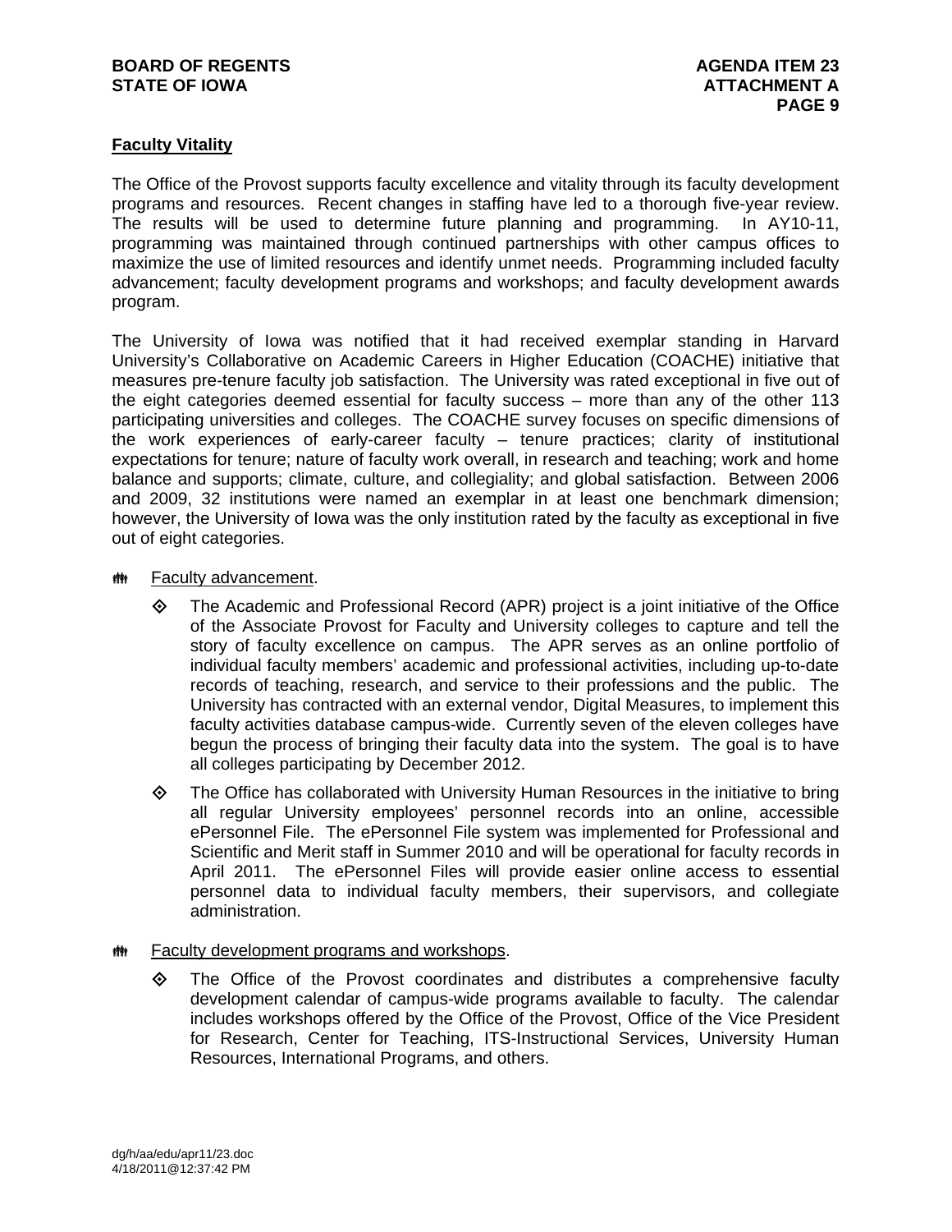## Faculty Vitality

The Office of the Provost supports faculty excellence and vitality through its faculty development programs and resources. Recent changes in staffing have led to a thorough five-year review. The results will be used to determine future planning and programming. In AY10-11, programming was maintained through continued partnerships with other campus offices to maximize the use of limited resources and identify unmet needs. Programming included faculty advancement; faculty development programs and workshops; and faculty development awards program.

The University of Iowa was notified that it had received exemplar standing in Harvard University's Collaborative on Academic Careers in Higher Education (COACHE) initiative that measures pre-tenure faculty job satisfaction. The University was rated exceptional in five out of the eight categories deemed essential for faculty success – more than any of the other 113 participating universities and colleges. The COACHE survey focuses on specific dimensions of the work experiences of early-career faculty – tenure practices; clarity of institutional expectations for tenure; nature of faculty work overall, in research and teaching; work and home balance and supports; climate, culture, and collegiality; and global satisfaction. Between 2006 and 2009, 32 institutions were named an exemplar in at least one benchmark dimension; however, the University of Iowa was the only institution rated by the faculty as exceptional in five out of eight categories.

- Faculty advancement.
  - The Academic and Professional Record (APR) project is a joint initiative of the Office of the Associate Provost for Faculty and University colleges to capture and tell the story of faculty excellence on campus. The APR serves as an online portfolio of individual faculty members' academic and professional activities, including up-to-date records of teaching, research, and service to their professions and the public. The University has contracted with an external vendor, Digital Measures, to implement this faculty activities database campus-wide. Currently seven of the eleven colleges have begun the process of bringing their faculty data into the system. The goal is to have all colleges participating by December 2012.
  - The Office has collaborated with University Human Resources in the initiative to bring all regular University employees' personnel records into an online, accessible ePersonnel File. The ePersonnel File system was implemented for Professional and Scientific and Merit staff in Summer 2010 and will be operational for faculty records in April 2011. The ePersonnel Files will provide easier online access to essential personnel data to individual faculty members, their supervisors, and collegiate administration.

- Faculty development programs and workshops.
  - The Office of the Provost coordinates and distributes a comprehensive faculty development calendar of campus-wide programs available to faculty. The calendar includes workshops offered by the Office of the Provost, Office of the Vice President for Research, Center for Teaching, ITS-Instructional Services, University Human Resources, International Programs, and others.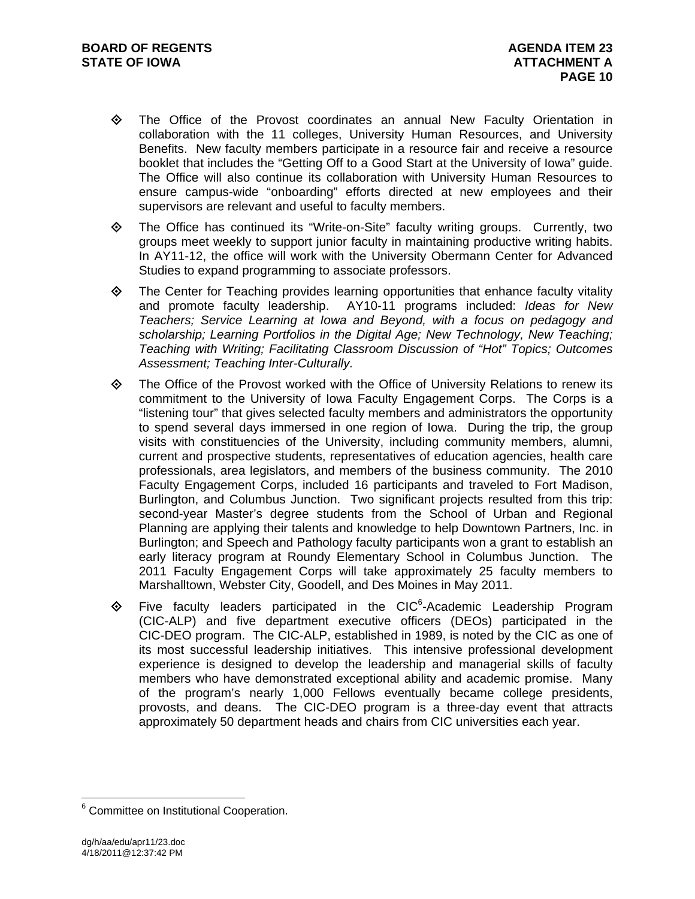- The Office of the Provost coordinates an annual New Faculty Orientation in collaboration with the 11 colleges, University Human Resources, and University Benefits. New faculty members participate in a resource fair and receive a resource booklet that includes the "Getting Off to a Good Start at the University of Iowa" guide. The Office will also continue its collaboration with University Human Resources to ensure campus-wide "onboarding" efforts directed at new employees and their supervisors are relevant and useful to faculty members.

- The Office has continued its "Write-on-Site" faculty writing groups. Currently, two groups meet weekly to support junior faculty in maintaining productive writing habits. In AY11-12, the office will work with the University Obermann Center for Advanced Studies to expand programming to associate professors.

- The Center for Teaching provides learning opportunities that enhance faculty vitality and promote faculty leadership. AY10-11 programs included: *Ideas for New Teachers; Service Learning at Iowa and Beyond, with a focus on pedagogy and scholarship; Learning Portfolios in the Digital Age; New Technology, New Teaching; Teaching with Writing; Facilitating Classroom Discussion of "Hot" Topics; Outcomes Assessment; Teaching Inter-Culturally.*

- The Office of the Provost worked with the Office of University Relations to renew its commitment to the University of Iowa Faculty Engagement Corps. The Corps is a "listening tour" that gives selected faculty members and administrators the opportunity to spend several days immersed in one region of Iowa. During the trip, the group visits with constituencies of the University, including community members, alumni, current and prospective students, representatives of education agencies, health care professionals, area legislators, and members of the business community. The 2010 Faculty Engagement Corps, included 16 participants and traveled to Fort Madison, Burlington, and Columbus Junction. Two significant projects resulted from this trip: second-year Master's degree students from the School of Urban and Regional Planning are applying their talents and knowledge to help Downtown Partners, Inc. in Burlington; and Speech and Pathology faculty participants won a grant to establish an early literacy program at Roundy Elementary School in Columbus Junction. The 2011 Faculty Engagement Corps will take approximately 25 faculty members to Marshalltown, Webster City, Goodell, and Des Moines in May 2011.

- Five faculty leaders participated in the CIC[6]-Academic Leadership Program (CIC-ALP) and five department executive officers (DEOs) participated in the CIC-DEO program. The CIC-ALP, established in 1989, is noted by the CIC as one of its most successful leadership initiatives. This intensive professional development experience is designed to develop the leadership and managerial skills of faculty members who have demonstrated exceptional ability and academic promise. Many of the program's nearly 1,000 Fellows eventually became college presidents, provosts, and deans. The CIC-DEO program is a three-day event that attracts approximately 50 department heads and chairs from CIC universities each year.

---

[6] Committee on Institutional Cooperation.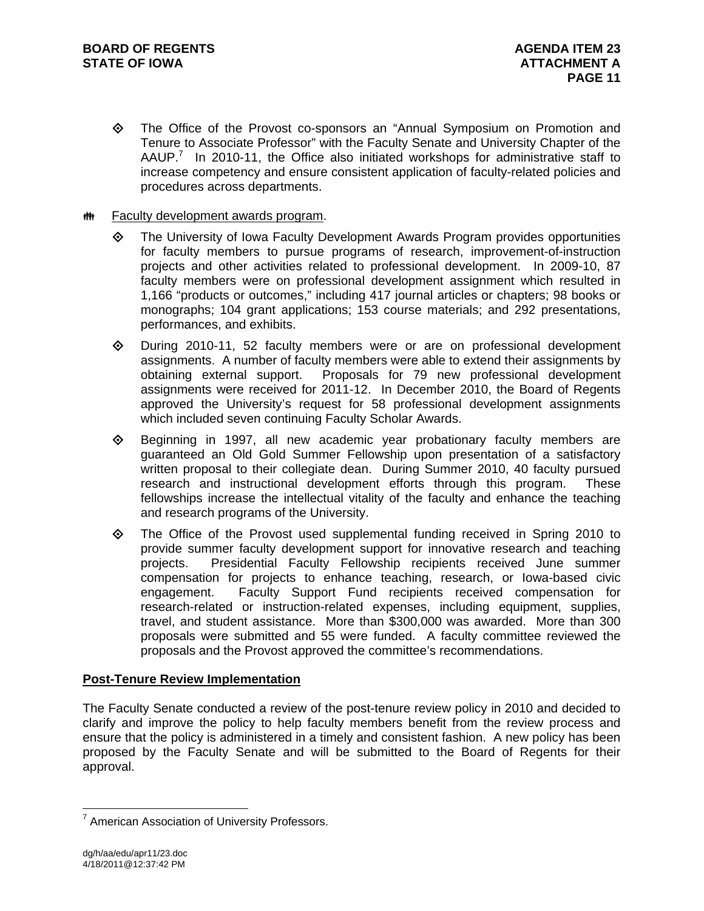- The Office of the Provost co-sponsors an "Annual Symposium on Promotion and Tenure to Associate Professor" with the Faculty Senate and University Chapter of the AAUP.[7] In 2010-11, the Office also initiated workshops for administrative staff to increase competency and ensure consistent application of faculty-related policies and procedures across departments.

- Faculty development awards program.

  - The University of Iowa Faculty Development Awards Program provides opportunities for faculty members to pursue programs of research, improvement-of-instruction projects and other activities related to professional development. In 2009-10, 87 faculty members were on professional development assignment which resulted in 1,166 "products or outcomes," including 417 journal articles or chapters; 98 books or monographs; 104 grant applications; 153 course materials; and 292 presentations, performances, and exhibits.

  - During 2010-11, 52 faculty members were or are on professional development assignments. A number of faculty members were able to extend their assignments by obtaining external support. Proposals for 79 new professional development assignments were received for 2011-12. In December 2010, the Board of Regents approved the University's request for 58 professional development assignments which included seven continuing Faculty Scholar Awards.

  - Beginning in 1997, all new academic year probationary faculty members are guaranteed an Old Gold Summer Fellowship upon presentation of a satisfactory written proposal to their collegiate dean. During Summer 2010, 40 faculty pursued research and instructional development efforts through this program. These fellowships increase the intellectual vitality of the faculty and enhance the teaching and research programs of the University.

  - The Office of the Provost used supplemental funding received in Spring 2010 to provide summer faculty development support for innovative research and teaching projects. Presidential Faculty Fellowship recipients received June summer compensation for projects to enhance teaching, research, or Iowa-based civic engagement. Faculty Support Fund recipients received compensation for research-related or instruction-related expenses, including equipment, supplies, travel, and student assistance. More than $300,000 was awarded. More than 300 proposals were submitted and 55 were funded. A faculty committee reviewed the proposals and the Provost approved the committee's recommendations.

**Post-Tenure Review Implementation**

The Faculty Senate conducted a review of the post-tenure review policy in 2010 and decided to clarify and improve the policy to help faculty members benefit from the review process and ensure that the policy is administered in a timely and consistent fashion. A new policy has been proposed by the Faculty Senate and will be submitted to the Board of Regents for their approval.

[7] American Association of University Professors.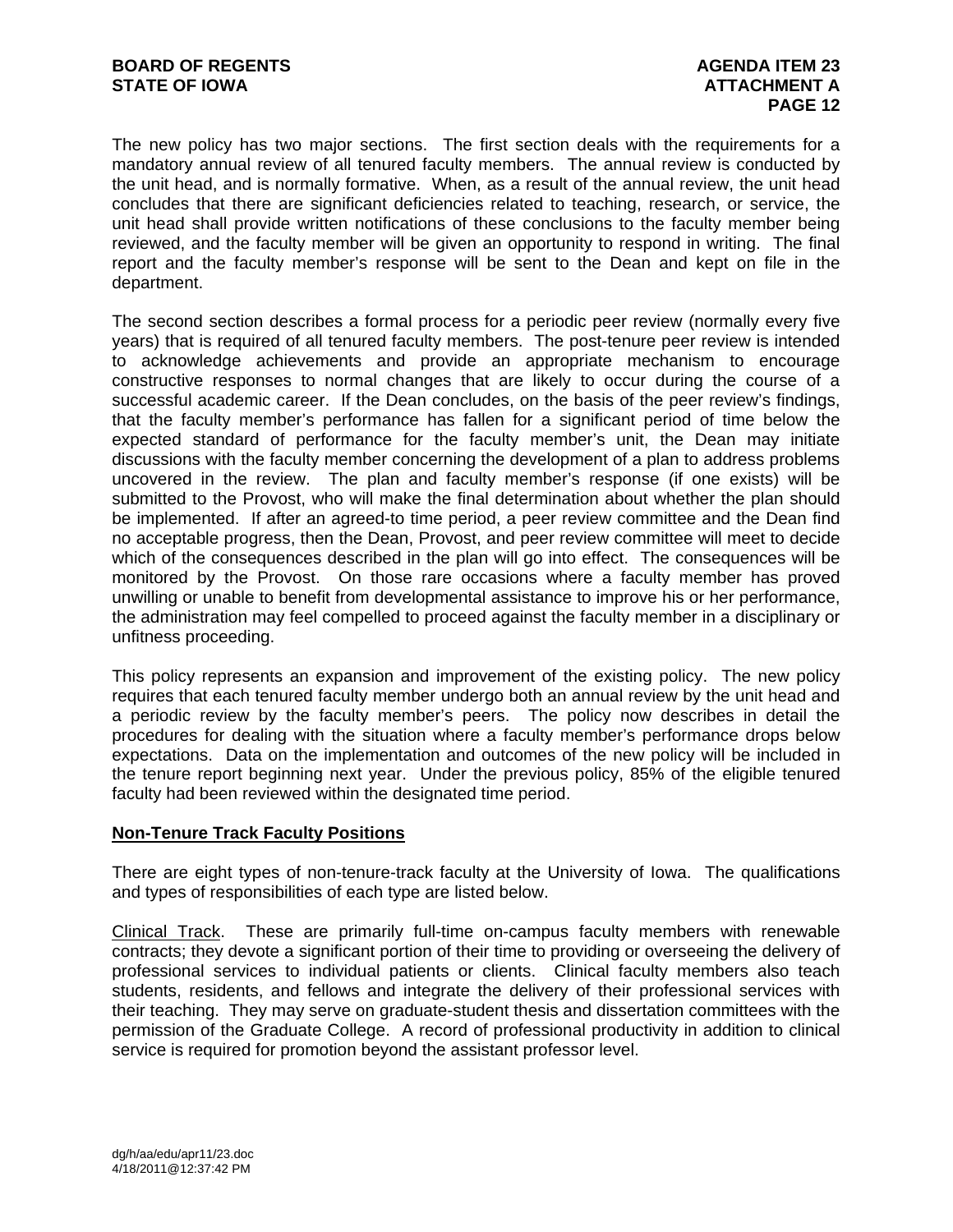The new policy has two major sections. The first section deals with the requirements for a mandatory annual review of all tenured faculty members. The annual review is conducted by the unit head, and is normally formative. When, as a result of the annual review, the unit head concludes that there are significant deficiencies related to teaching, research, or service, the unit head shall provide written notifications of these conclusions to the faculty member being reviewed, and the faculty member will be given an opportunity to respond in writing. The final report and the faculty member's response will be sent to the Dean and kept on file in the department.

The second section describes a formal process for a periodic peer review (normally every five years) that is required of all tenured faculty members. The post-tenure peer review is intended to acknowledge achievements and provide an appropriate mechanism to encourage constructive responses to normal changes that are likely to occur during the course of a successful academic career. If the Dean concludes, on the basis of the peer review's findings, that the faculty member's performance has fallen for a significant period of time below the expected standard of performance for the faculty member's unit, the Dean may initiate discussions with the faculty member concerning the development of a plan to address problems uncovered in the review. The plan and faculty member's response (if one exists) will be submitted to the Provost, who will make the final determination about whether the plan should be implemented. If after an agreed-to time period, a peer review committee and the Dean find no acceptable progress, then the Dean, Provost, and peer review committee will meet to decide which of the consequences described in the plan will go into effect. The consequences will be monitored by the Provost. On those rare occasions where a faculty member has proved unwilling or unable to benefit from developmental assistance to improve his or her performance, the administration may feel compelled to proceed against the faculty member in a disciplinary or unfitness proceeding.

This policy represents an expansion and improvement of the existing policy. The new policy requires that each tenured faculty member undergo both an annual review by the unit head and a periodic review by the faculty member's peers. The policy now describes in detail the procedures for dealing with the situation where a faculty member's performance drops below expectations. Data on the implementation and outcomes of the new policy will be included in the tenure report beginning next year. Under the previous policy, 85% of the eligible tenured faculty had been reviewed within the designated time period.

## Non-Tenure Track Faculty Positions

There are eight types of non-tenure-track faculty at the University of Iowa. The qualifications and types of responsibilities of each type are listed below.

Clinical Track. These are primarily full-time on-campus faculty members with renewable contracts; they devote a significant portion of their time to providing or overseeing the delivery of professional services to individual patients or clients. Clinical faculty members also teach students, residents, and fellows and integrate the delivery of their professional services with their teaching. They may serve on graduate-student thesis and dissertation committees with the permission of the Graduate College. A record of professional productivity in addition to clinical service is required for promotion beyond the assistant professor level.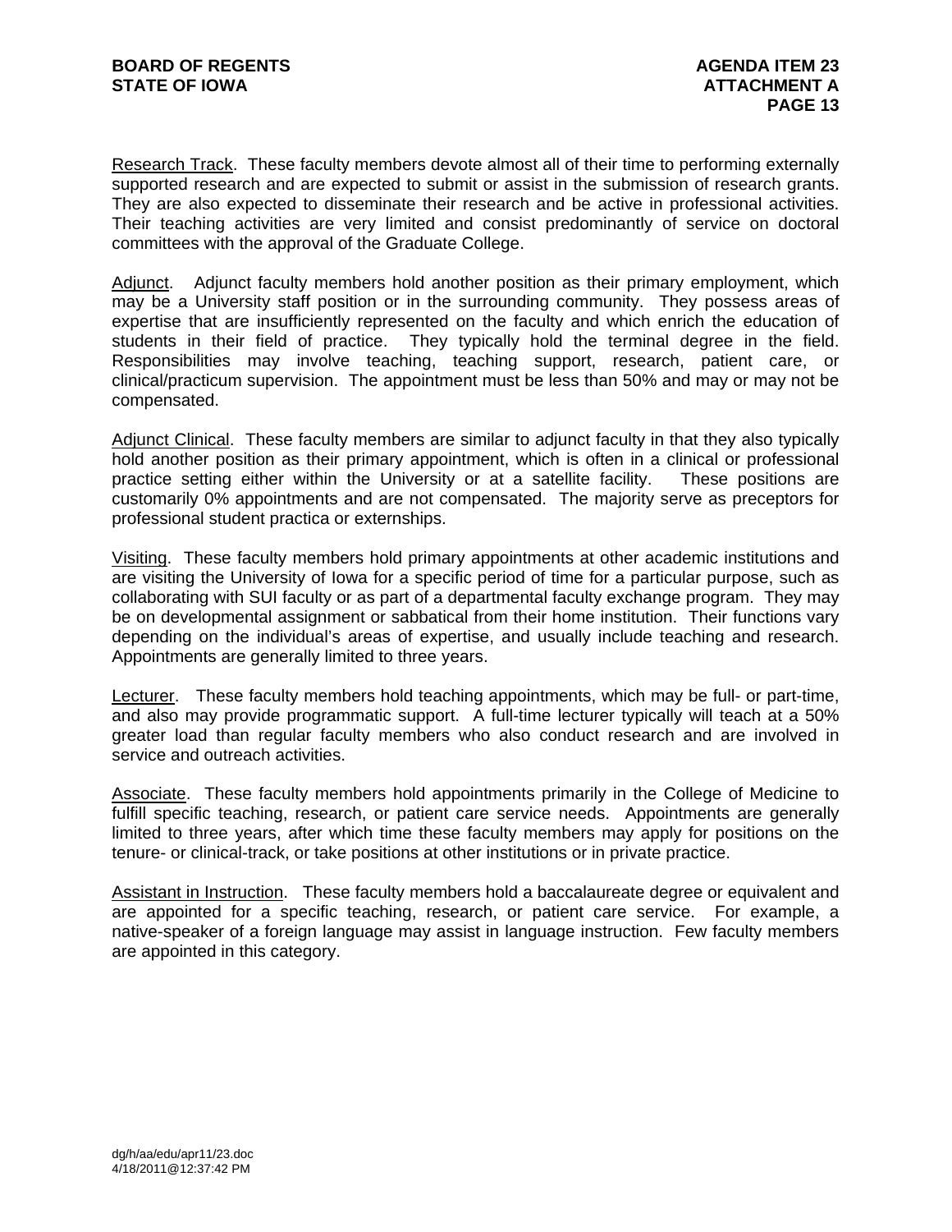Research Track. These faculty members devote almost all of their time to performing externally supported research and are expected to submit or assist in the submission of research grants. They are also expected to disseminate their research and be active in professional activities. Their teaching activities are very limited and consist predominantly of service on doctoral committees with the approval of the Graduate College.

Adjunct. Adjunct faculty members hold another position as their primary employment, which may be a University staff position or in the surrounding community. They possess areas of expertise that are insufficiently represented on the faculty and which enrich the education of students in their field of practice. They typically hold the terminal degree in the field. Responsibilities may involve teaching, teaching support, research, patient care, or clinical/practicum supervision. The appointment must be less than 50% and may or may not be compensated.

Adjunct Clinical. These faculty members are similar to adjunct faculty in that they also typically hold another position as their primary appointment, which is often in a clinical or professional practice setting either within the University or at a satellite facility. These positions are customarily 0% appointments and are not compensated. The majority serve as preceptors for professional student practica or externships.

Visiting. These faculty members hold primary appointments at other academic institutions and are visiting the University of Iowa for a specific period of time for a particular purpose, such as collaborating with SUI faculty or as part of a departmental faculty exchange program. They may be on developmental assignment or sabbatical from their home institution. Their functions vary depending on the individual's areas of expertise, and usually include teaching and research. Appointments are generally limited to three years.

Lecturer. These faculty members hold teaching appointments, which may be full- or part-time, and also may provide programmatic support. A full-time lecturer typically will teach at a 50% greater load than regular faculty members who also conduct research and are involved in service and outreach activities.

Associate. These faculty members hold appointments primarily in the College of Medicine to fulfill specific teaching, research, or patient care service needs. Appointments are generally limited to three years, after which time these faculty members may apply for positions on the tenure- or clinical-track, or take positions at other institutions or in private practice.

Assistant in Instruction. These faculty members hold a baccalaureate degree or equivalent and are appointed for a specific teaching, research, or patient care service. For example, a native-speaker of a foreign language may assist in language instruction. Few faculty members are appointed in this category.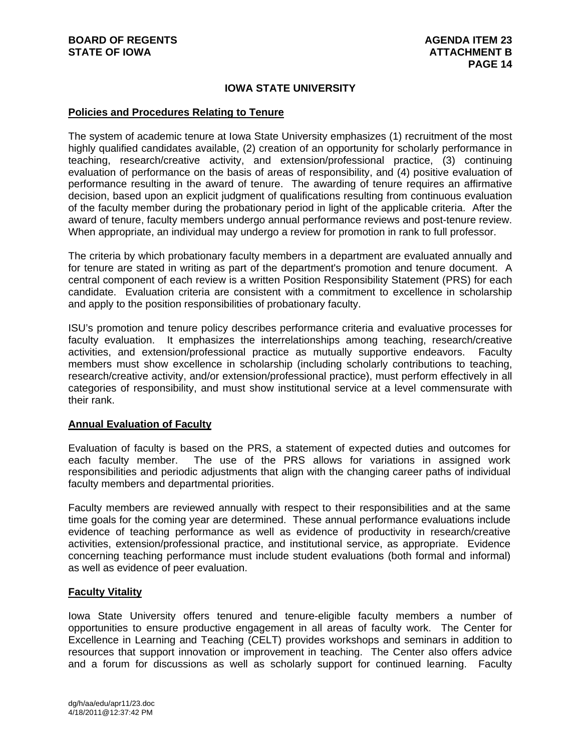## IOWA STATE UNIVERSITY

### Policies and Procedures Relating to Tenure

The system of academic tenure at Iowa State University emphasizes (1) recruitment of the most highly qualified candidates available, (2) creation of an opportunity for scholarly performance in teaching, research/creative activity, and extension/professional practice, (3) continuing evaluation of performance on the basis of areas of responsibility, and (4) positive evaluation of performance resulting in the award of tenure. The awarding of tenure requires an affirmative decision, based upon an explicit judgment of qualifications resulting from continuous evaluation of the faculty member during the probationary period in light of the applicable criteria. After the award of tenure, faculty members undergo annual performance reviews and post-tenure review. When appropriate, an individual may undergo a review for promotion in rank to full professor.

The criteria by which probationary faculty members in a department are evaluated annually and for tenure are stated in writing as part of the department's promotion and tenure document. A central component of each review is a written Position Responsibility Statement (PRS) for each candidate. Evaluation criteria are consistent with a commitment to excellence in scholarship and apply to the position responsibilities of probationary faculty.

ISU's promotion and tenure policy describes performance criteria and evaluative processes for faculty evaluation. It emphasizes the interrelationships among teaching, research/creative activities, and extension/professional practice as mutually supportive endeavors. Faculty members must show excellence in scholarship (including scholarly contributions to teaching, research/creative activity, and/or extension/professional practice), must perform effectively in all categories of responsibility, and must show institutional service at a level commensurate with their rank.

### Annual Evaluation of Faculty

Evaluation of faculty is based on the PRS, a statement of expected duties and outcomes for each faculty member. The use of the PRS allows for variations in assigned work responsibilities and periodic adjustments that align with the changing career paths of individual faculty members and departmental priorities.

Faculty members are reviewed annually with respect to their responsibilities and at the same time goals for the coming year are determined. These annual performance evaluations include evidence of teaching performance as well as evidence of productivity in research/creative activities, extension/professional practice, and institutional service, as appropriate. Evidence concerning teaching performance must include student evaluations (both formal and informal) as well as evidence of peer evaluation.

### Faculty Vitality

Iowa State University offers tenured and tenure-eligible faculty members a number of opportunities to ensure productive engagement in all areas of faculty work. The Center for Excellence in Learning and Teaching (CELT) provides workshops and seminars in addition to resources that support innovation or improvement in teaching. The Center also offers advice and a forum for discussions as well as scholarly support for continued learning. Faculty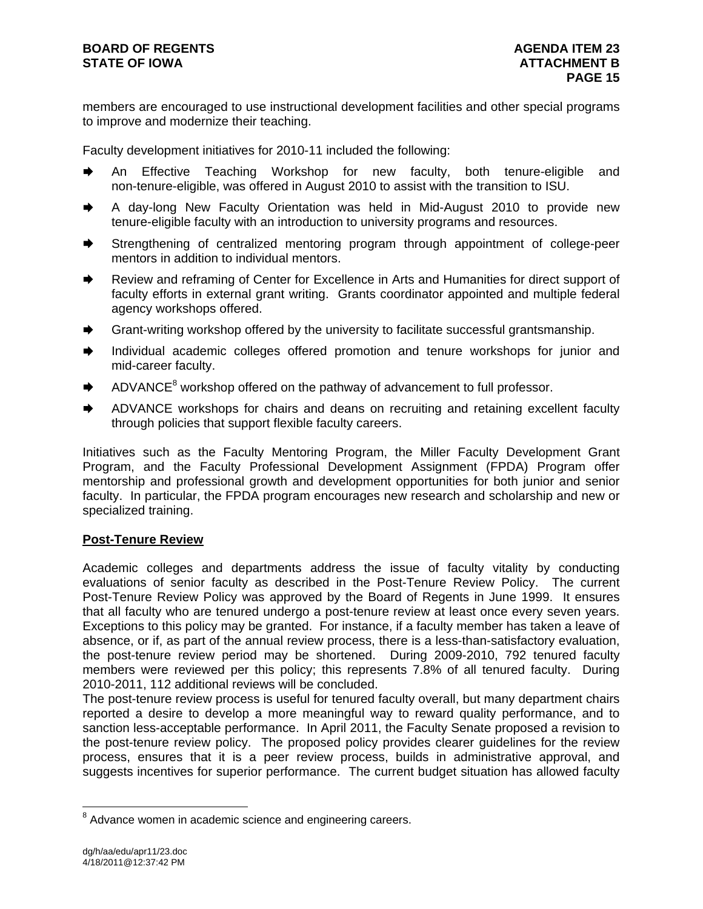members are encouraged to use instructional development facilities and other special programs to improve and modernize their teaching.

Faculty development initiatives for 2010-11 included the following:

- An Effective Teaching Workshop for new faculty, both tenure-eligible and non-tenure-eligible, was offered in August 2010 to assist with the transition to ISU.
- A day-long New Faculty Orientation was held in Mid-August 2010 to provide new tenure-eligible faculty with an introduction to university programs and resources.
- Strengthening of centralized mentoring program through appointment of college-peer mentors in addition to individual mentors.
- Review and reframing of Center for Excellence in Arts and Humanities for direct support of faculty efforts in external grant writing. Grants coordinator appointed and multiple federal agency workshops offered.
- Grant-writing workshop offered by the university to facilitate successful grantsmanship.
- Individual academic colleges offered promotion and tenure workshops for junior and mid-career faculty.
- ADVANCE[8] workshop offered on the pathway of advancement to full professor.
- ADVANCE workshops for chairs and deans on recruiting and retaining excellent faculty through policies that support flexible faculty careers.

Initiatives such as the Faculty Mentoring Program, the Miller Faculty Development Grant Program, and the Faculty Professional Development Assignment (FPDA) Program offer mentorship and professional growth and development opportunities for both junior and senior faculty. In particular, the FPDA program encourages new research and scholarship and new or specialized training.

**Post-Tenure Review**

Academic colleges and departments address the issue of faculty vitality by conducting evaluations of senior faculty as described in the Post-Tenure Review Policy. The current Post-Tenure Review Policy was approved by the Board of Regents in June 1999. It ensures that all faculty who are tenured undergo a post-tenure review at least once every seven years. Exceptions to this policy may be granted. For instance, if a faculty member has taken a leave of absence, or if, as part of the annual review process, there is a less-than-satisfactory evaluation, the post-tenure review period may be shortened. During 2009-2010, 792 tenured faculty members were reviewed per this policy; this represents 7.8% of all tenured faculty. During 2010-2011, 112 additional reviews will be concluded.

The post-tenure review process is useful for tenured faculty overall, but many department chairs reported a desire to develop a more meaningful way to reward quality performance, and to sanction less-acceptable performance. In April 2011, the Faculty Senate proposed a revision to the post-tenure review policy. The proposed policy provides clearer guidelines for the review process, ensures that it is a peer review process, builds in administrative approval, and suggests incentives for superior performance. The current budget situation has allowed faculty

[8] Advance women in academic science and engineering careers.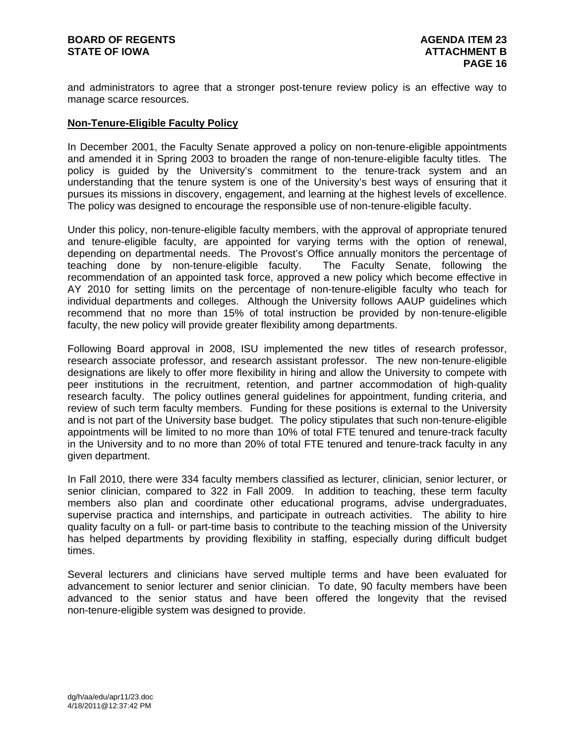and administrators to agree that a stronger post-tenure review policy is an effective way to manage scarce resources.

## Non-Tenure-Eligible Faculty Policy

In December 2001, the Faculty Senate approved a policy on non-tenure-eligible appointments and amended it in Spring 2003 to broaden the range of non-tenure-eligible faculty titles. The policy is guided by the University's commitment to the tenure-track system and an understanding that the tenure system is one of the University's best ways of ensuring that it pursues its missions in discovery, engagement, and learning at the highest levels of excellence. The policy was designed to encourage the responsible use of non-tenure-eligible faculty.

Under this policy, non-tenure-eligible faculty members, with the approval of appropriate tenured and tenure-eligible faculty, are appointed for varying terms with the option of renewal, depending on departmental needs. The Provost's Office annually monitors the percentage of teaching done by non-tenure-eligible faculty. The Faculty Senate, following the recommendation of an appointed task force, approved a new policy which become effective in AY 2010 for setting limits on the percentage of non-tenure-eligible faculty who teach for individual departments and colleges. Although the University follows AAUP guidelines which recommend that no more than 15% of total instruction be provided by non-tenure-eligible faculty, the new policy will provide greater flexibility among departments.

Following Board approval in 2008, ISU implemented the new titles of research professor, research associate professor, and research assistant professor. The new non-tenure-eligible designations are likely to offer more flexibility in hiring and allow the University to compete with peer institutions in the recruitment, retention, and partner accommodation of high-quality research faculty. The policy outlines general guidelines for appointment, funding criteria, and review of such term faculty members. Funding for these positions is external to the University and is not part of the University base budget. The policy stipulates that such non-tenure-eligible appointments will be limited to no more than 10% of total FTE tenured and tenure-track faculty in the University and to no more than 20% of total FTE tenured and tenure-track faculty in any given department.

In Fall 2010, there were 334 faculty members classified as lecturer, clinician, senior lecturer, or senior clinician, compared to 322 in Fall 2009. In addition to teaching, these term faculty members also plan and coordinate other educational programs, advise undergraduates, supervise practica and internships, and participate in outreach activities. The ability to hire quality faculty on a full- or part-time basis to contribute to the teaching mission of the University has helped departments by providing flexibility in staffing, especially during difficult budget times.

Several lecturers and clinicians have served multiple terms and have been evaluated for advancement to senior lecturer and senior clinician. To date, 90 faculty members have been advanced to the senior status and have been offered the longevity that the revised non-tenure-eligible system was designed to provide.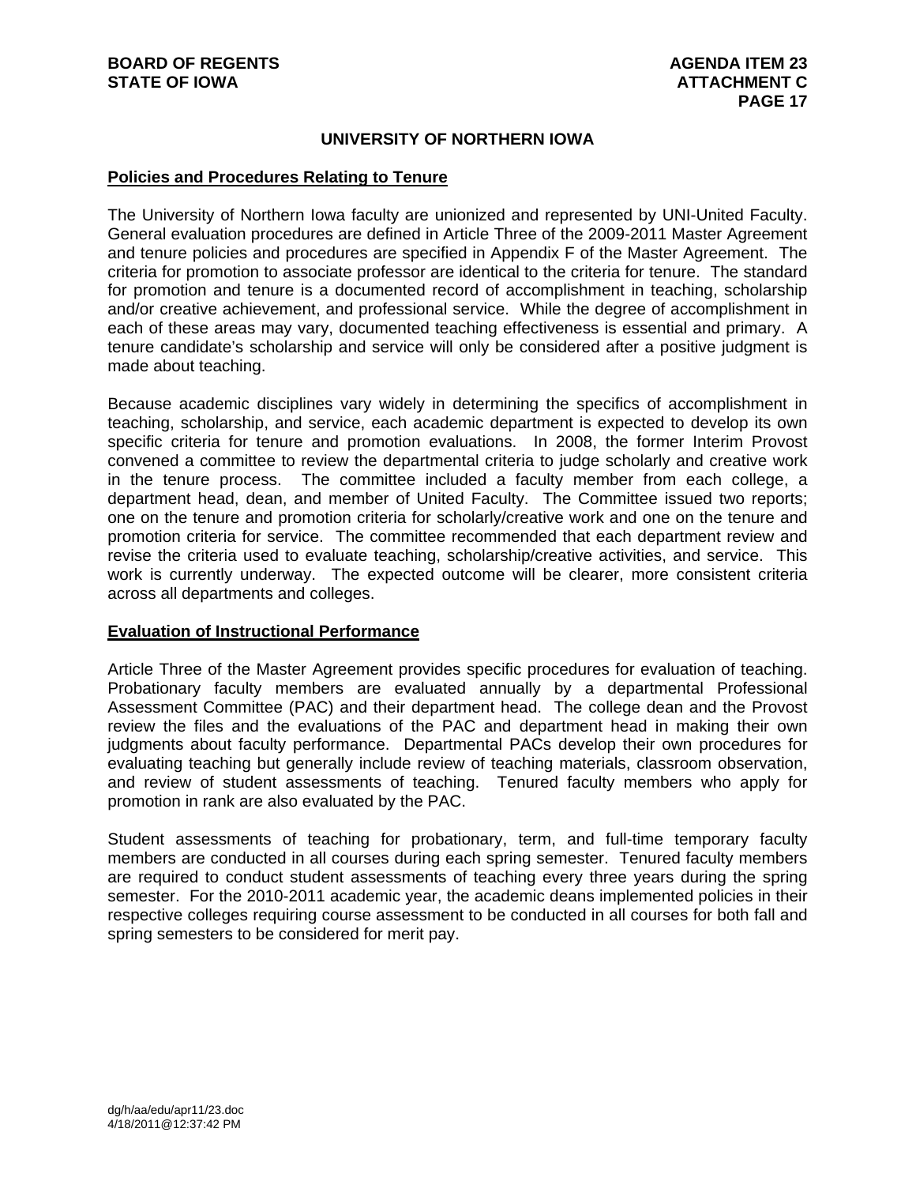## UNIVERSITY OF NORTHERN IOWA

**Policies and Procedures Relating to Tenure**

The University of Northern Iowa faculty are unionized and represented by UNI-United Faculty. General evaluation procedures are defined in Article Three of the 2009-2011 Master Agreement and tenure policies and procedures are specified in Appendix F of the Master Agreement. The criteria for promotion to associate professor are identical to the criteria for tenure. The standard for promotion and tenure is a documented record of accomplishment in teaching, scholarship and/or creative achievement, and professional service. While the degree of accomplishment in each of these areas may vary, documented teaching effectiveness is essential and primary. A tenure candidate's scholarship and service will only be considered after a positive judgment is made about teaching.

Because academic disciplines vary widely in determining the specifics of accomplishment in teaching, scholarship, and service, each academic department is expected to develop its own specific criteria for tenure and promotion evaluations. In 2008, the former Interim Provost convened a committee to review the departmental criteria to judge scholarly and creative work in the tenure process. The committee included a faculty member from each college, a department head, dean, and member of United Faculty. The Committee issued two reports; one on the tenure and promotion criteria for scholarly/creative work and one on the tenure and promotion criteria for service. The committee recommended that each department review and revise the criteria used to evaluate teaching, scholarship/creative activities, and service. This work is currently underway. The expected outcome will be clearer, more consistent criteria across all departments and colleges.

**Evaluation of Instructional Performance**

Article Three of the Master Agreement provides specific procedures for evaluation of teaching. Probationary faculty members are evaluated annually by a departmental Professional Assessment Committee (PAC) and their department head. The college dean and the Provost review the files and the evaluations of the PAC and department head in making their own judgments about faculty performance. Departmental PACs develop their own procedures for evaluating teaching but generally include review of teaching materials, classroom observation, and review of student assessments of teaching. Tenured faculty members who apply for promotion in rank are also evaluated by the PAC.

Student assessments of teaching for probationary, term, and full-time temporary faculty members are conducted in all courses during each spring semester. Tenured faculty members are required to conduct student assessments of teaching every three years during the spring semester. For the 2010-2011 academic year, the academic deans implemented policies in their respective colleges requiring course assessment to be conducted in all courses for both fall and spring semesters to be considered for merit pay.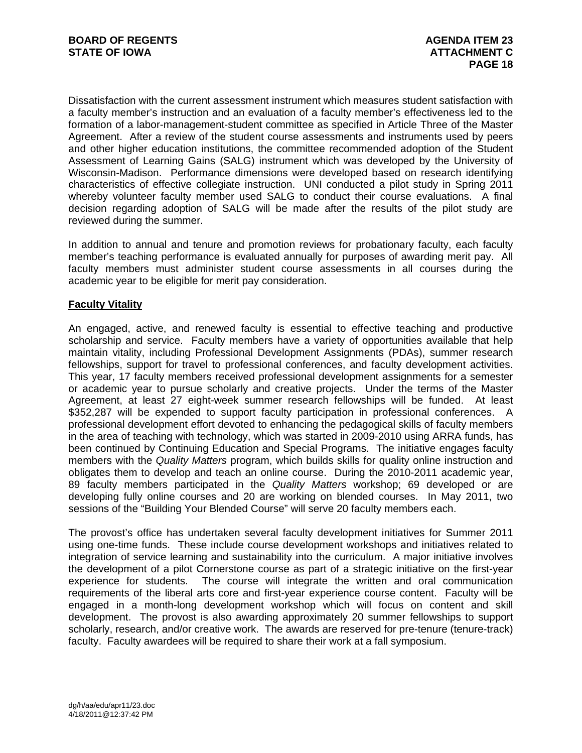Dissatisfaction with the current assessment instrument which measures student satisfaction with a faculty member's instruction and an evaluation of a faculty member's effectiveness led to the formation of a labor-management-student committee as specified in Article Three of the Master Agreement. After a review of the student course assessments and instruments used by peers and other higher education institutions, the committee recommended adoption of the Student Assessment of Learning Gains (SALG) instrument which was developed by the University of Wisconsin-Madison. Performance dimensions were developed based on research identifying characteristics of effective collegiate instruction. UNI conducted a pilot study in Spring 2011 whereby volunteer faculty member used SALG to conduct their course evaluations. A final decision regarding adoption of SALG will be made after the results of the pilot study are reviewed during the summer.

In addition to annual and tenure and promotion reviews for probationary faculty, each faculty member's teaching performance is evaluated annually for purposes of awarding merit pay. All faculty members must administer student course assessments in all courses during the academic year to be eligible for merit pay consideration.

**Faculty Vitality**

An engaged, active, and renewed faculty is essential to effective teaching and productive scholarship and service. Faculty members have a variety of opportunities available that help maintain vitality, including Professional Development Assignments (PDAs), summer research fellowships, support for travel to professional conferences, and faculty development activities. This year, 17 faculty members received professional development assignments for a semester or academic year to pursue scholarly and creative projects. Under the terms of the Master Agreement, at least 27 eight-week summer research fellowships will be funded. At least $352,287 will be expended to support faculty participation in professional conferences. A professional development effort devoted to enhancing the pedagogical skills of faculty members in the area of teaching with technology, which was started in 2009-2010 using ARRA funds, has been continued by Continuing Education and Special Programs. The initiative engages faculty members with the *Quality Matters* program, which builds skills for quality online instruction and obligates them to develop and teach an online course. During the 2010-2011 academic year, 89 faculty members participated in the *Quality Matters* workshop; 69 developed or are developing fully online courses and 20 are working on blended courses. In May 2011, two sessions of the "Building Your Blended Course" will serve 20 faculty members each.

The provost's office has undertaken several faculty development initiatives for Summer 2011 using one-time funds. These include course development workshops and initiatives related to integration of service learning and sustainability into the curriculum. A major initiative involves the development of a pilot Cornerstone course as part of a strategic initiative on the first-year experience for students. The course will integrate the written and oral communication requirements of the liberal arts core and first-year experience course content. Faculty will be engaged in a month-long development workshop which will focus on content and skill development. The provost is also awarding approximately 20 summer fellowships to support scholarly, research, and/or creative work. The awards are reserved for pre-tenure (tenure-track) faculty. Faculty awardees will be required to share their work at a fall symposium.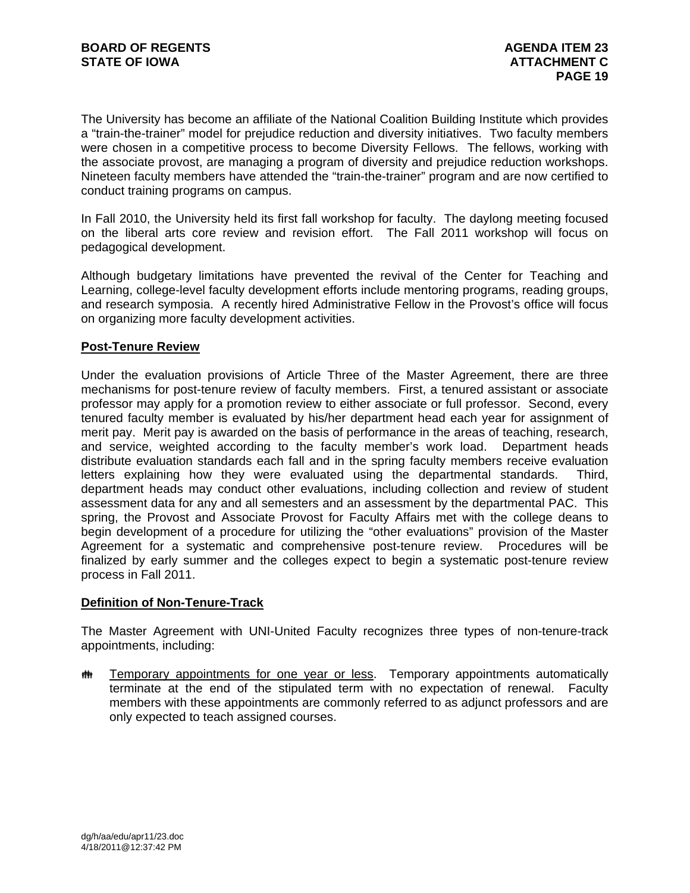The University has become an affiliate of the National Coalition Building Institute which provides a "train-the-trainer" model for prejudice reduction and diversity initiatives. Two faculty members were chosen in a competitive process to become Diversity Fellows. The fellows, working with the associate provost, are managing a program of diversity and prejudice reduction workshops. Nineteen faculty members have attended the "train-the-trainer" program and are now certified to conduct training programs on campus.

In Fall 2010, the University held its first fall workshop for faculty. The daylong meeting focused on the liberal arts core review and revision effort. The Fall 2011 workshop will focus on pedagogical development.

Although budgetary limitations have prevented the revival of the Center for Teaching and Learning, college-level faculty development efforts include mentoring programs, reading groups, and research symposia. A recently hired Administrative Fellow in the Provost's office will focus on organizing more faculty development activities.

## Post-Tenure Review

Under the evaluation provisions of Article Three of the Master Agreement, there are three mechanisms for post-tenure review of faculty members. First, a tenured assistant or associate professor may apply for a promotion review to either associate or full professor. Second, every tenured faculty member is evaluated by his/her department head each year for assignment of merit pay. Merit pay is awarded on the basis of performance in the areas of teaching, research, and service, weighted according to the faculty member's work load. Department heads distribute evaluation standards each fall and in the spring faculty members receive evaluation letters explaining how they were evaluated using the departmental standards. Third, department heads may conduct other evaluations, including collection and review of student assessment data for any and all semesters and an assessment by the departmental PAC. This spring, the Provost and Associate Provost for Faculty Affairs met with the college deans to begin development of a procedure for utilizing the "other evaluations" provision of the Master Agreement for a systematic and comprehensive post-tenure review. Procedures will be finalized by early summer and the colleges expect to begin a systematic post-tenure review process in Fall 2011.

## Definition of Non-Tenure-Track

The Master Agreement with UNI-United Faculty recognizes three types of non-tenure-track appointments, including:

- Temporary appointments for one year or less. Temporary appointments automatically terminate at the end of the stipulated term with no expectation of renewal. Faculty members with these appointments are commonly referred to as adjunct professors and are only expected to teach assigned courses.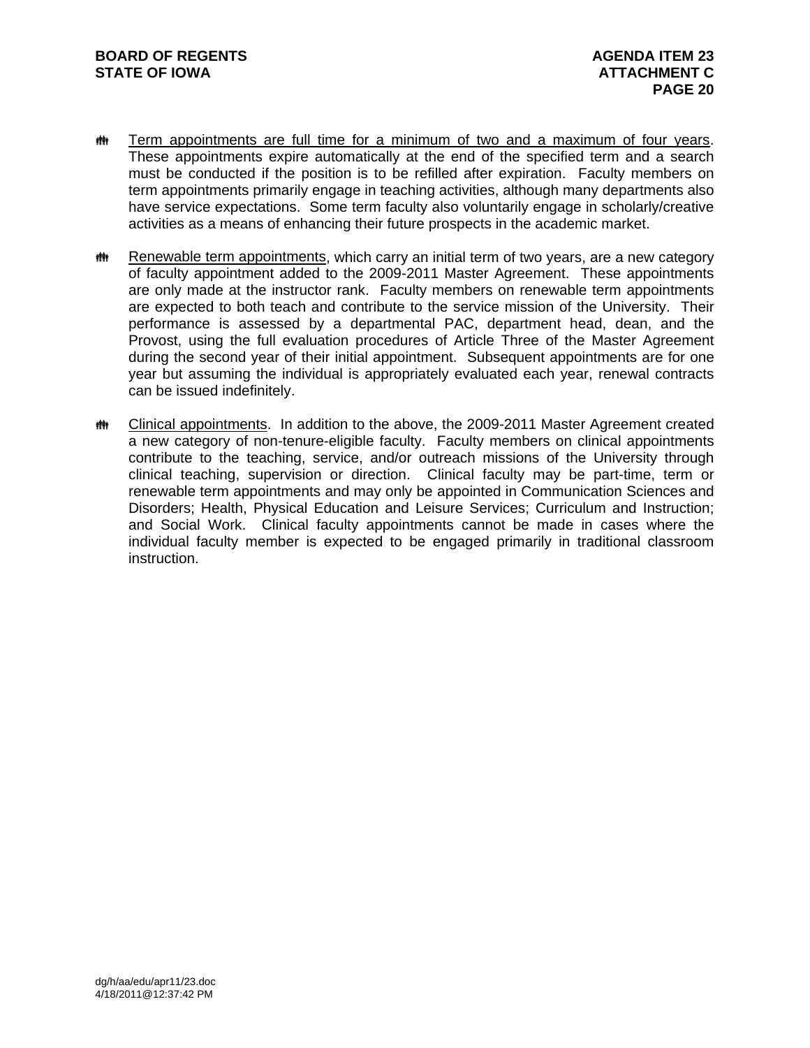- Term appointments are full time for a minimum of two and a maximum of four years. These appointments expire automatically at the end of the specified term and a search must be conducted if the position is to be refilled after expiration. Faculty members on term appointments primarily engage in teaching activities, although many departments also have service expectations. Some term faculty also voluntarily engage in scholarly/creative activities as a means of enhancing their future prospects in the academic market.

- Renewable term appointments, which carry an initial term of two years, are a new category of faculty appointment added to the 2009-2011 Master Agreement. These appointments are only made at the instructor rank. Faculty members on renewable term appointments are expected to both teach and contribute to the service mission of the University. Their performance is assessed by a departmental PAC, department head, dean, and the Provost, using the full evaluation procedures of Article Three of the Master Agreement during the second year of their initial appointment. Subsequent appointments are for one year but assuming the individual is appropriately evaluated each year, renewal contracts can be issued indefinitely.

- Clinical appointments. In addition to the above, the 2009-2011 Master Agreement created a new category of non-tenure-eligible faculty. Faculty members on clinical appointments contribute to the teaching, service, and/or outreach missions of the University through clinical teaching, supervision or direction. Clinical faculty may be part-time, term or renewable term appointments and may only be appointed in Communication Sciences and Disorders; Health, Physical Education and Leisure Services; Curriculum and Instruction; and Social Work. Clinical faculty appointments cannot be made in cases where the individual faculty member is expected to be engaged primarily in traditional classroom instruction.